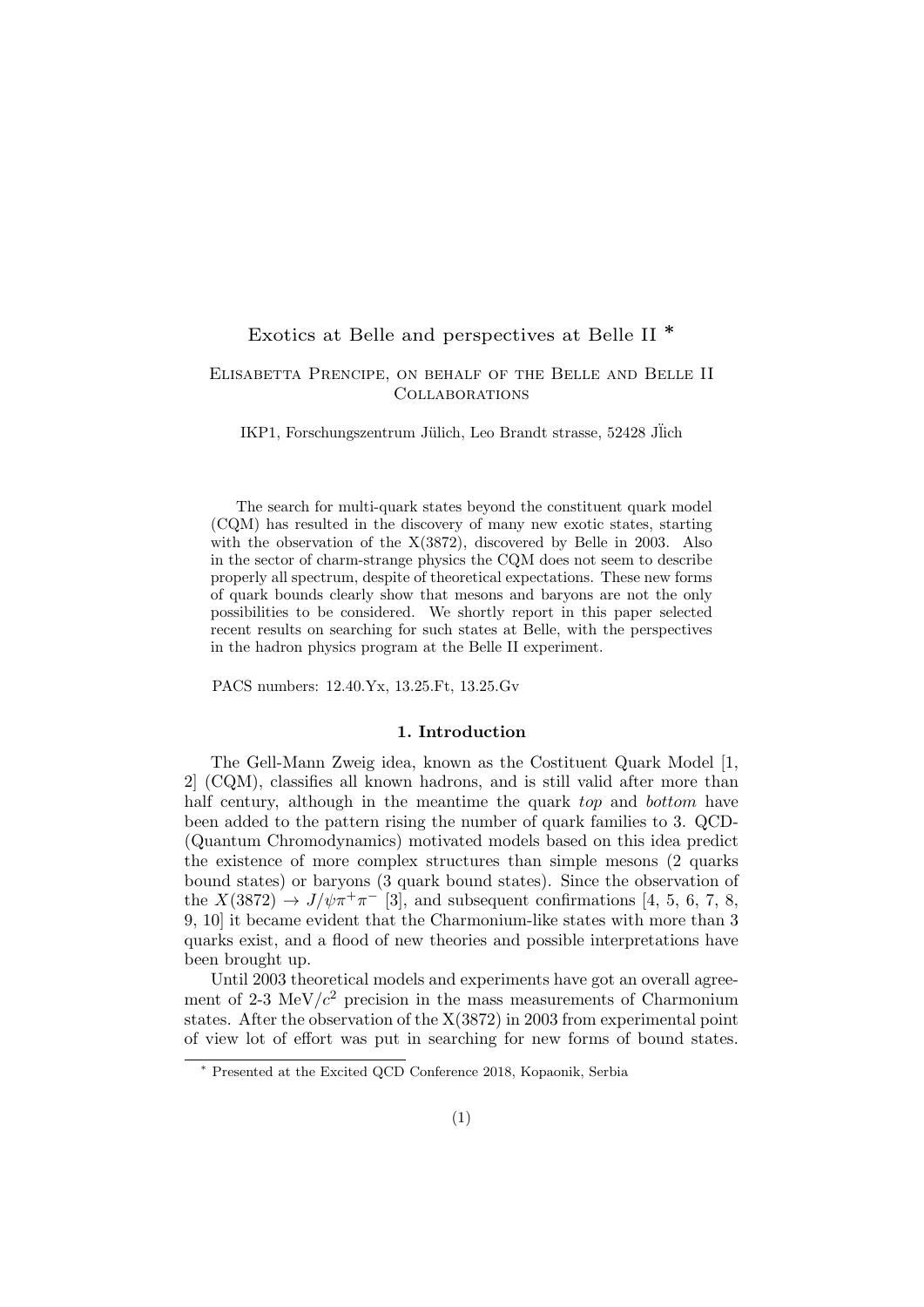# Exotics at Belle and perspectives at Belle II *

Elisabetta Prencipe, on behalf of the Belle and Belle II Collaborations

IKP1, Forschungszentrum Jülich, Leo Brandt strasse, 52428 Jl̈ich

The search for multi-quark states beyond the constituent quark model (CQM) has resulted in the discovery of many new exotic states, starting with the observation of the X(3872), discovered by Belle in 2003. Also in the sector of charm-strange physics the CQM does not seem to describe properly all spectrum, despite of theoretical expectations. These new forms of quark bounds clearly show that mesons and baryons are not the only possibilities to be considered. We shortly report in this paper selected recent results on searching for such states at Belle, with the perspectives in the hadron physics program at the Belle II experiment.

PACS numbers: 12.40.Yx, 13.25.Ft, 13.25.Gv

## 1. Introduction

The Gell-Mann Zweig idea, known as the Costituent Quark Model [1, 2] (CQM), classifies all known hadrons, and is still valid after more than half century, although in the meantime the quark *top* and *bottom* have been added to the pattern rising the number of quark families to 3. QCD-(Quantum Chromodynamics) motivated models based on this idea predict the existence of more complex structures than simple mesons (2 quarks bound states) or baryons (3 quark bound states). Since the observation of the $X(3872) \to J/\psi\pi^+\pi^-$ [3], and subsequent confirmations [4, 5, 6, 7, 8, 9, 10] it became evident that the Charmonium-like states with more than 3 quarks exist, and a flood of new theories and possible interpretations have been brought up.

Until 2003 theoretical models and experiments have got an overall agreement of 2-3 MeV/$c^2$ precision in the mass measurements of Charmonium states. After the observation of the X(3872) in 2003 from experimental point of view lot of effort was put in searching for new forms of bound states.

* Presented at the Excited QCD Conference 2018, Kopaonik, Serbia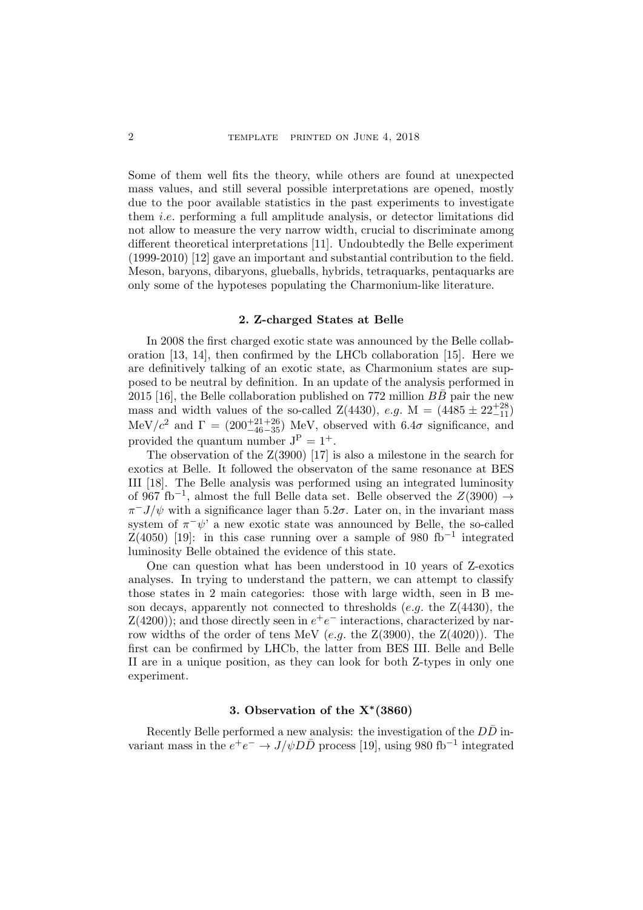Some of them well fits the theory, while others are found at unexpected mass values, and still several possible interpretations are opened, mostly due to the poor available statistics in the past experiments to investigate them *i.e.* performing a full amplitude analysis, or detector limitations did not allow to measure the very narrow width, crucial to discriminate among different theoretical interpretations [11]. Undoubtedly the Belle experiment (1999-2010) [12] gave an important and substantial contribution to the field. Meson, baryons, dibaryons, glueballs, hybrids, tetraquarks, pentaquarks are only some of the hypoteses populating the Charmonium-like literature.

## 2. Z-charged States at Belle

In 2008 the first charged exotic state was announced by the Belle collaboration [13, 14], then confirmed by the LHCb collaboration [15]. Here we are definitively talking of an exotic state, as Charmonium states are supposed to be neutral by definition. In an update of the analysis performed in 2015 [16], the Belle collaboration published on 772 million $B\bar{B}$ pair the new mass and width values of the so-called Z(4430), *e.g.* M = $(4485 \pm 22^{+28}_{-11})$ MeV/$c^2$ and $\Gamma = (200^{+21+26}_{-46-35})$ MeV, observed with $6.4\sigma$ significance, and provided the quantum number $\mathrm{J^P} = 1^+$.

The observation of the Z(3900) [17] is also a milestone in the search for exotics at Belle. It followed the observaton of the same resonance at BES III [18]. The Belle analysis was performed using an integrated luminosity of 967 fb$^{-1}$, almost the full Belle data set. Belle observed the $Z(3900) \to \pi^- J/\psi$ with a significance lager than $5.2\sigma$. Later on, in the invariant mass system of $\pi^-\psi$' a new exotic state was announced by Belle, the so-called Z(4050) [19]: in this case running over a sample of 980 fb$^{-1}$ integrated luminosity Belle obtained the evidence of this state.

One can question what has been understood in 10 years of Z-exotics analyses. In trying to understand the pattern, we can attempt to classify those states in 2 main categories: those with large width, seen in B meson decays, apparently not connected to thresholds (*e.g.* the Z(4430), the Z(4200)); and those directly seen in $e^+e^-$ interactions, characterized by narrow widths of the order of tens MeV (*e.g.* the Z(3900), the Z(4020)). The first can be confirmed by LHCb, the latter from BES III. Belle and Belle II are in a unique position, as they can look for both Z-types in only one experiment.

## 3. Observation of the X*(3860)

Recently Belle performed a new analysis: the investigation of the $D\bar{D}$ invariant mass in the $e^+e^- \to J/\psi D\bar{D}$ process [19], using 980 fb$^{-1}$ integrated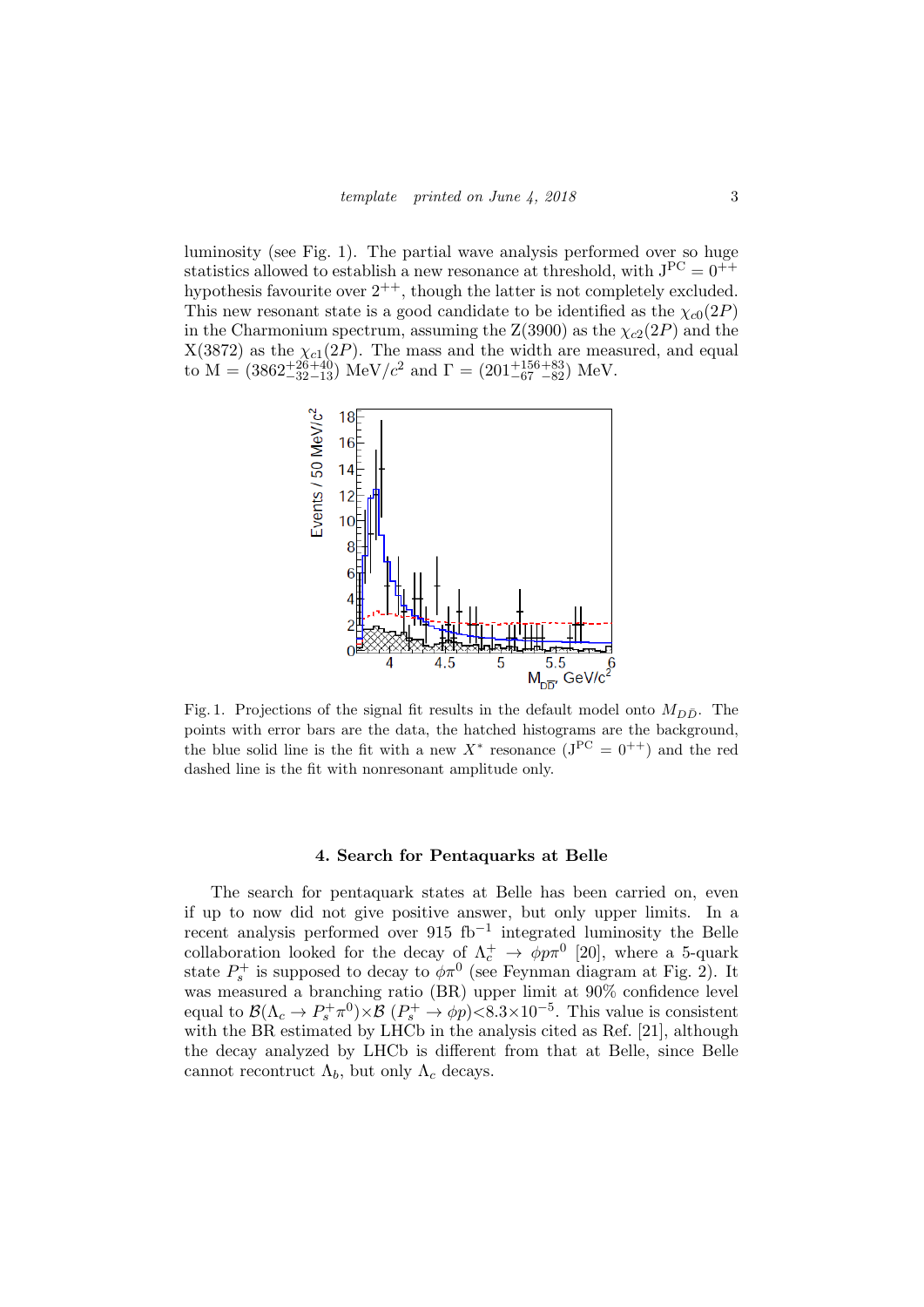luminosity (see Fig. 1). The partial wave analysis performed over so huge statistics allowed to establish a new resonance at threshold, with $J^{PC} = 0^{++}$ hypothesis favourite over $2^{++}$, though the latter is not completely excluded. This new resonant state is a good candidate to be identified as the $\chi_{c0}(2P)$ in the Charmonium spectrum, assuming the Z(3900) as the $\chi_{c2}(2P)$ and the X(3872) as the $\chi_{c1}(2P)$. The mass and the width are measured, and equal to $M = (3862^{+26}_{-32}{}^{+40}_{-13})$ MeV/$c^2$ and $\Gamma = (201^{+156}_{-67}{}^{+83}_{-82})$ MeV.

Events / 50 MeV/c$^2$

M$_{D\bar{D}}$, GeV/c$^2$

Fig. 1. Projections of the signal fit results in the default model onto $M_{D\bar{D}}$. The points with error bars are the data, the hatched histograms are the background, the blue solid line is the fit with a new $X^*$ resonance ($J^{PC} = 0^{++}$) and the red dashed line is the fit with nonresonant amplitude only.

### 4. Search for Pentaquarks at Belle

The search for pentaquark states at Belle has been carried on, even if up to now did not give positive answer, but only upper limits. In a recent analysis performed over 915 fb$^{-1}$ integrated luminosity the Belle collaboration looked for the decay of $\Lambda_c^+ \to \phi p \pi^0$ [20], where a 5-quark state $P_s^+$ is supposed to decay to $\phi\pi^0$ (see Feynman diagram at Fig. 2). It was measured a branching ratio (BR) upper limit at 90% confidence level equal to $\mathcal{B}(\Lambda_c \to P_s^+\pi^0) \times \mathcal{B}\,(P_s^+ \to \phi p) < 8.3 \times 10^{-5}$. This value is consistent with the BR estimated by LHCb in the analysis cited as Ref. [21], although the decay analyzed by LHCb is different from that at Belle, since Belle cannot recontruct $\Lambda_b$, but only $\Lambda_c$ decays.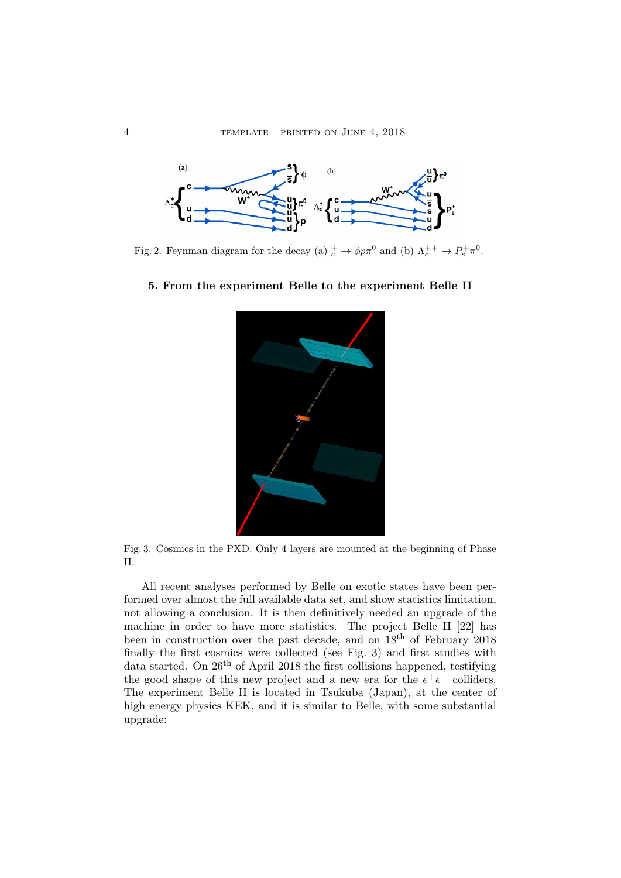Fig. 2. Feynman diagram for the decay (a) $_c^+ \rightarrow \phi p \pi^0$ and (b) $\Lambda_c^{++} \rightarrow P_s^+ \pi^0$.

## 5. From the experiment Belle to the experiment Belle II

Fig. 3. Cosmics in the PXD. Only 4 layers are mounted at the beginning of Phase II.

All recent analyses performed by Belle on exotic states have been performed over almost the full available data set, and show statistics limitation, not allowing a conclusion. It is then definitively needed an upgrade of the machine in order to have more statistics. The project Belle II [22] has been in construction over the past decade, and on 18$^{\text{th}}$ of February 2018 finally the first cosmics were collected (see Fig. 3) and first studies with data started. On 26$^{\text{th}}$ of April 2018 the first collisions happened, testifying the good shape of this new project and a new era for the $e^+e^-$ colliders. The experiment Belle II is located in Tsukuba (Japan), at the center of high energy physics KEK, and it is similar to Belle, with some substantial upgrade: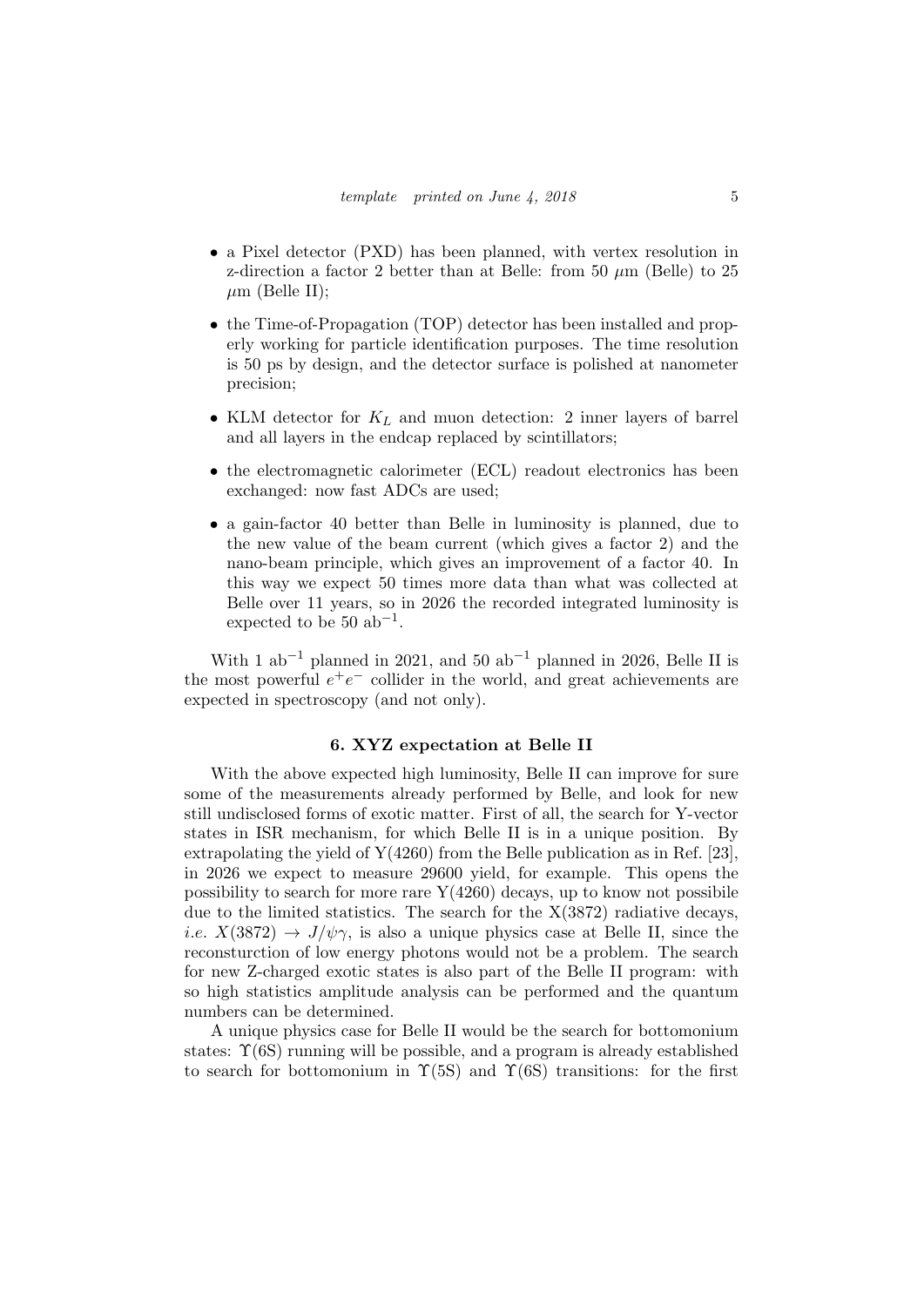- a Pixel detector (PXD) has been planned, with vertex resolution in z-direction a factor 2 better than at Belle: from 50 $\mu$m (Belle) to 25 $\mu$m (Belle II);
- the Time-of-Propagation (TOP) detector has been installed and properly working for particle identification purposes. The time resolution is 50 ps by design, and the detector surface is polished at nanometer precision;
- KLM detector for $K_L$ and muon detection: 2 inner layers of barrel and all layers in the endcap replaced by scintillators;
- the electromagnetic calorimeter (ECL) readout electronics has been exchanged: now fast ADCs are used;
- a gain-factor 40 better than Belle in luminosity is planned, due to the new value of the beam current (which gives a factor 2) and the nano-beam principle, which gives an improvement of a factor 40. In this way we expect 50 times more data than what was collected at Belle over 11 years, so in 2026 the recorded integrated luminosity is expected to be 50 ab$^{-1}$.

With 1 ab$^{-1}$ planned in 2021, and 50 ab$^{-1}$ planned in 2026, Belle II is the most powerful $e^+e^-$ collider in the world, and great achievements are expected in spectroscopy (and not only).

### 6. XYZ expectation at Belle II

With the above expected high luminosity, Belle II can improve for sure some of the measurements already performed by Belle, and look for new still undisclosed forms of exotic matter. First of all, the search for Y-vector states in ISR mechanism, for which Belle II is in a unique position. By extrapolating the yield of Y(4260) from the Belle publication as in Ref. [23], in 2026 we expect to measure 29600 yield, for example. This opens the possibility to search for more rare Y(4260) decays, up to know not possibile due to the limited statistics. The search for the X(3872) radiative decays, *i.e.* $X(3872) \to J/\psi\gamma$, is also a unique physics case at Belle II, since the reconsturction of low energy photons would not be a problem. The search for new Z-charged exotic states is also part of the Belle II program: with so high statistics amplitude analysis can be performed and the quantum numbers can be determined.

A unique physics case for Belle II would be the search for bottomonium states: $\Upsilon$(6S) running will be possible, and a program is already established to search for bottomonium in $\Upsilon$(5S) and $\Upsilon$(6S) transitions: for the first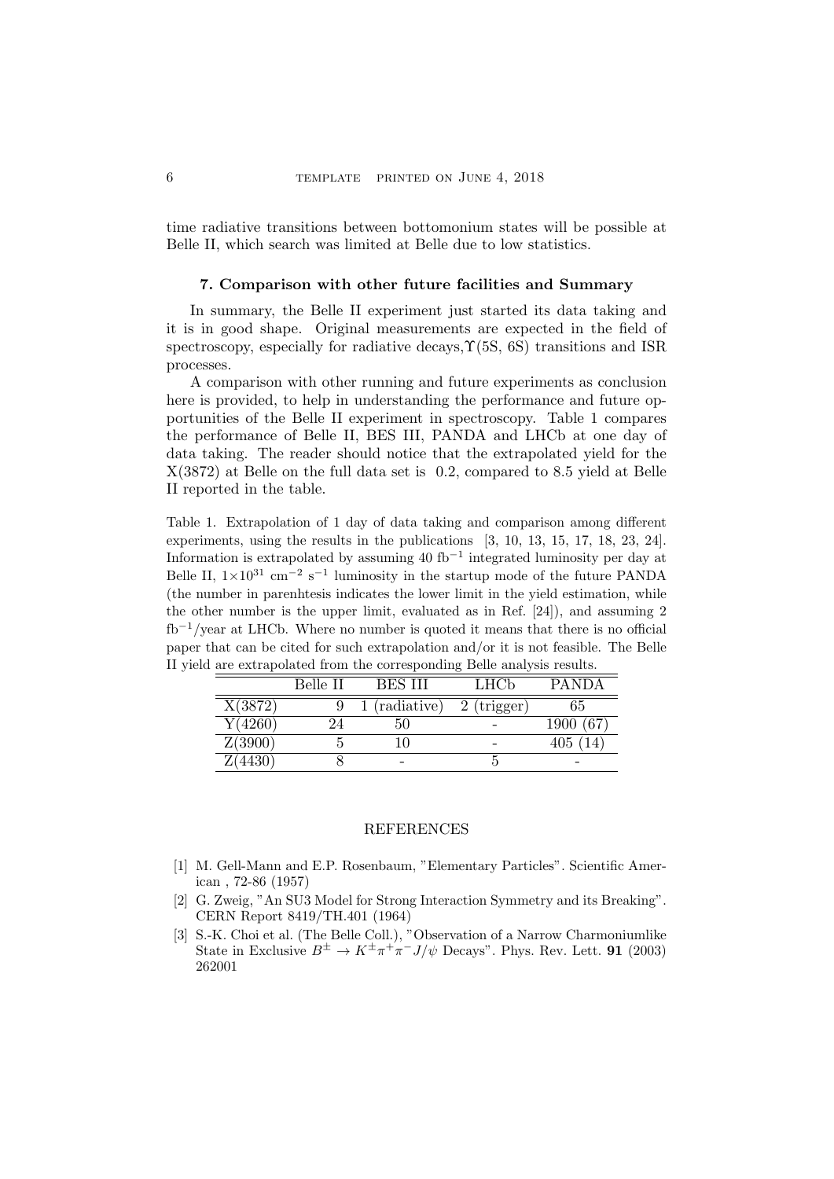time radiative transitions between bottomonium states will be possible at Belle II, which search was limited at Belle due to low statistics.

## 7. Comparison with other future facilities and Summary

In summary, the Belle II experiment just started its data taking and it is in good shape. Original measurements are expected in the field of spectroscopy, especially for radiative decays,$\Upsilon$(5S, 6S) transitions and ISR processes.

A comparison with other running and future experiments as conclusion here is provided, to help in understanding the performance and future opportunities of the Belle II experiment in spectroscopy. Table 1 compares the performance of Belle II, BES III, PANDA and LHCb at one day of data taking. The reader should notice that the extrapolated yield for the X(3872) at Belle on the full data set is 0.2, compared to 8.5 yield at Belle II reported in the table.

Table 1. Extrapolation of 1 day of data taking and comparison among different experiments, using the results in the publications [3, 10, 13, 15, 17, 18, 23, 24]. Information is extrapolated by assuming 40 $\text{fb}^{-1}$ integrated luminosity per day at Belle II, $1{\times}10^{31}$ $\text{cm}^{-2}$ $\text{s}^{-1}$ luminosity in the startup mode of the future PANDA (the number in parenhtesis indicates the lower limit in the yield estimation, while the other number is the upper limit, evaluated as in Ref. [24]), and assuming 2 $\text{fb}^{-1}$/year at LHCb. Where no number is quoted it means that there is no official paper that can be cited for such extrapolation and/or it is not feasible. The Belle II yield are extrapolated from the corresponding Belle analysis results.

| | Belle II | BES III | LHCb | PANDA |
|---|---|---|---|---|
| X(3872) | 9 | 1 (radiative) | 2 (trigger) | 65 |
| Y(4260) | 24 | 50 | - | 1900 (67) |
| Z(3900) | 5 | 10 | - | 405 (14) |
| Z(4430) | 8 | - | 5 | - |

## REFERENCES

[1] M. Gell-Mann and E.P. Rosenbaum, "Elementary Particles". Scientific American , 72-86 (1957)

[2] G. Zweig, "An SU3 Model for Strong Interaction Symmetry and its Breaking". CERN Report 8419/TH.401 (1964)

[3] S.-K. Choi et al. (The Belle Coll.), "Observation of a Narrow Charmoniumlike State in Exclusive $B^{\pm} \to K^{\pm}\pi^{+}\pi^{-}J/\psi$ Decays". Phys. Rev. Lett. **91** (2003) 262001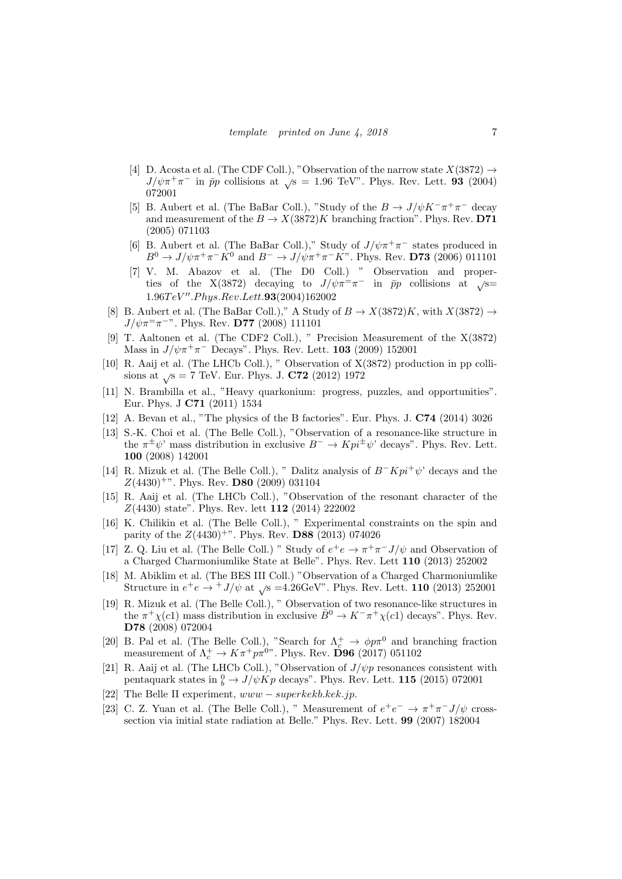[4] D. Acosta et al. (The CDF Coll.), "Observation of the narrow state $X(3872) \to J/\psi\pi^+\pi^-$ in $\bar{p}p$ collisions at $\sqrt{s} = 1.96$ TeV". Phys. Rev. Lett. **93** (2004) 072001

[5] B. Aubert et al. (The BaBar Coll.), "Study of the $B \to J/\psi K^-\pi^+\pi^-$ decay and measurement of the $B \to X(3872)K$ branching fraction". Phys. Rev. **D71** (2005) 071103

[6] B. Aubert et al. (The BaBar Coll.)," Study of $J/\psi\pi^+\pi^-$ states produced in $B^0 \to J/\psi\pi^+\pi^-K^0$ and $B^- \to J/\psi\pi^+\pi^-K^-$". Phys. Rev. **D73** (2006) 011101

[7] V. M. Abazov et al. (The D0 Coll.) " Observation and properties of the X(3872) decaying to $J/\psi\pi^=\pi^-$ in $\bar{p}p$ collisions at $\sqrt{s}=$ $1.96 TeV''. Phys. Rev. Lett. \textbf{93} (2004) 162002$

[8] B. Aubert et al. (The BaBar Coll.)," A Study of $B \to X(3872)K$, with $X(3872) \to J/\psi\pi^=\pi^-$". Phys. Rev. **D77** (2008) 111101

[9] T. Aaltonen et al. (The CDF2 Coll.), " Precision Measurement of the X(3872) Mass in $J/\psi\pi^+\pi^-$ Decays". Phys. Rev. Lett. **103** (2009) 152001

[10] R. Aaij et al. (The LHCb Coll.), " Observation of X(3872) production in pp collisions at $\sqrt{s} = 7$ TeV. Eur. Phys. J. **C72** (2012) 1972

[11] N. Brambilla et al., "Heavy quarkonium: progress, puzzles, and opportunities". Eur. Phys. J **C71** (2011) 1534

[12] A. Bevan et al., "The physics of the B factories". Eur. Phys. J. **C74** (2014) 3026

[13] S.-K. Choi et al. (The Belle Coll.), "Observation of a resonance-like structure in the $\pi^\pm\psi$' mass distribution in exclusive $B^- \to Kpi^\pm\psi$' decays". Phys. Rev. Lett. **100** (2008) 142001

[14] R. Mizuk et al. (The Belle Coll.), " Dalitz analysis of $B^-Kpi^+\psi$' decays and the $Z(4430)^+$". Phys. Rev. **D80** (2009) 031104

[15] R. Aaij et al. (The LHCb Coll.), "Observation of the resonant character of the $Z(4430)$ state". Phys. Rev. lett **112** (2014) 222002

[16] K. Chilikin et al. (The Belle Coll.), " Experimental constraints on the spin and parity of the $Z(4430)^+$". Phys. Rev. **D88** (2013) 074026

[17] Z. Q. Liu et al. (The Belle Coll.) " Study of $e^+e \to \pi^+\pi^-J/\psi$ and Observation of a Charged Charmoniumlike State at Belle". Phys. Rev. Lett **110** (2013) 252002

[18] M. Abiklim et al. (The BES III Coll.) "Observation of a Charged Charmoniumlike Structure in $e^+e \to {}^+J/\psi$ at $\sqrt{s}$ =4.26GeV". Phys. Rev. Lett. **110** (2013) 252001

[19] R. Mizuk et al. (The Belle Coll.), " Observation of two resonance-like structures in the $\pi^+\chi(c1)$ mass distribution in exclusive $\bar{B}^0 \to K^-\pi^+\chi(c1)$ decays". Phys. Rev. **D78** (2008) 072004

[20] B. Pal et al. (The Belle Coll.), "Search for $\Lambda_c^+ \to \phi p\pi^0$ and branching fraction measurement of $\Lambda_c^+ \to K\pi^+p\pi^0$". Phys. Rev. **D96** (2017) 051102

[21] R. Aaij et al. (The LHCb Coll.), "Observation of $J/\psi p$ resonances consistent with pentaquark states in ${}_b^0 \to J/\psi Kp$ decays". Phys. Rev. Lett. **115** (2015) 072001

[22] The Belle II experiment, $www - superkekb.kek.jp$.

[23] C. Z. Yuan et al. (The Belle Coll.), " Measurement of $e^+e^- \to \pi^+\pi^-J/\psi$ cross-section via initial state radiation at Belle." Phys. Rev. Lett. **99** (2007) 182004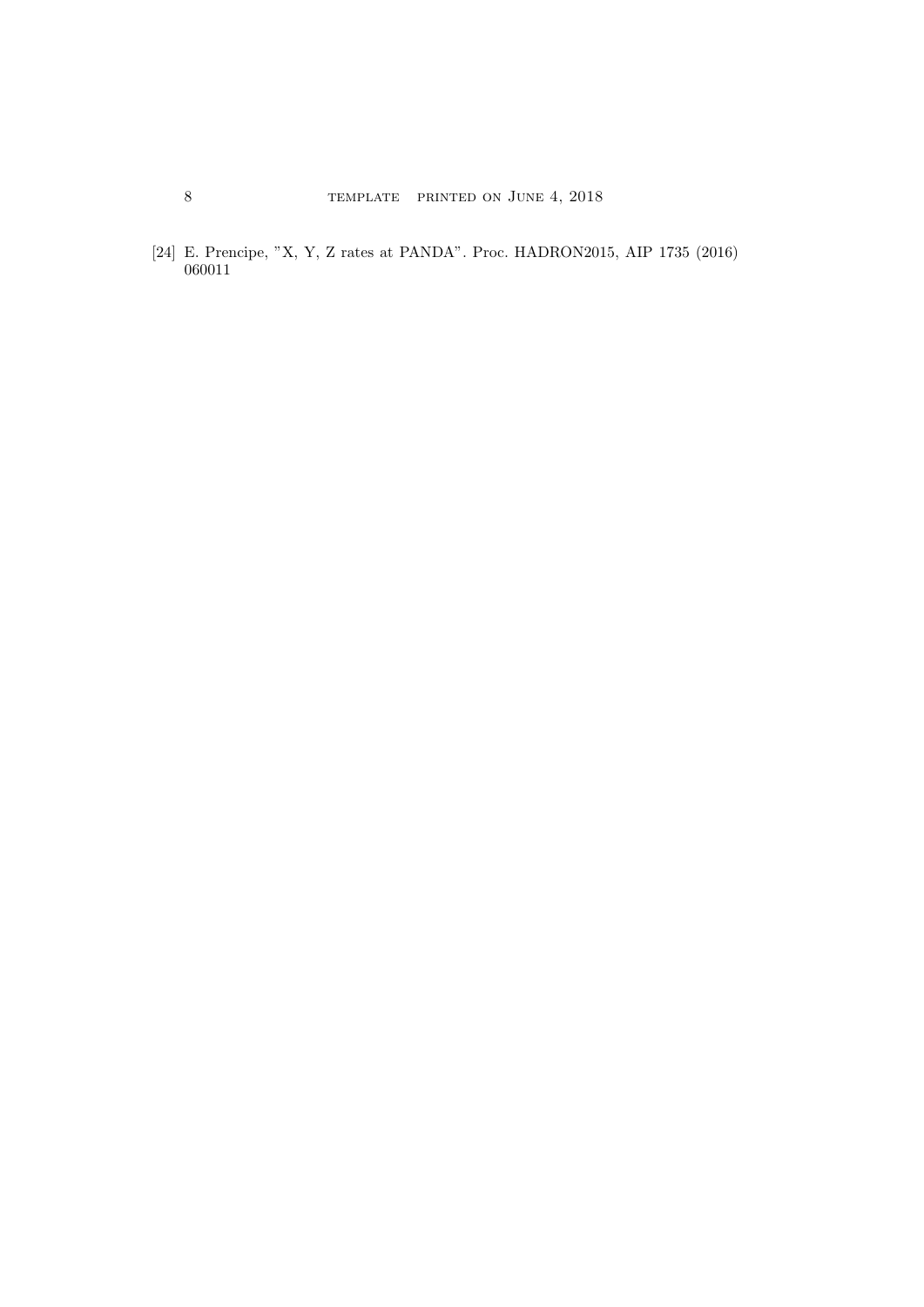[24] E. Prencipe, "X, Y, Z rates at PANDA". Proc. HADRON2015, AIP 1735 (2016) 060011